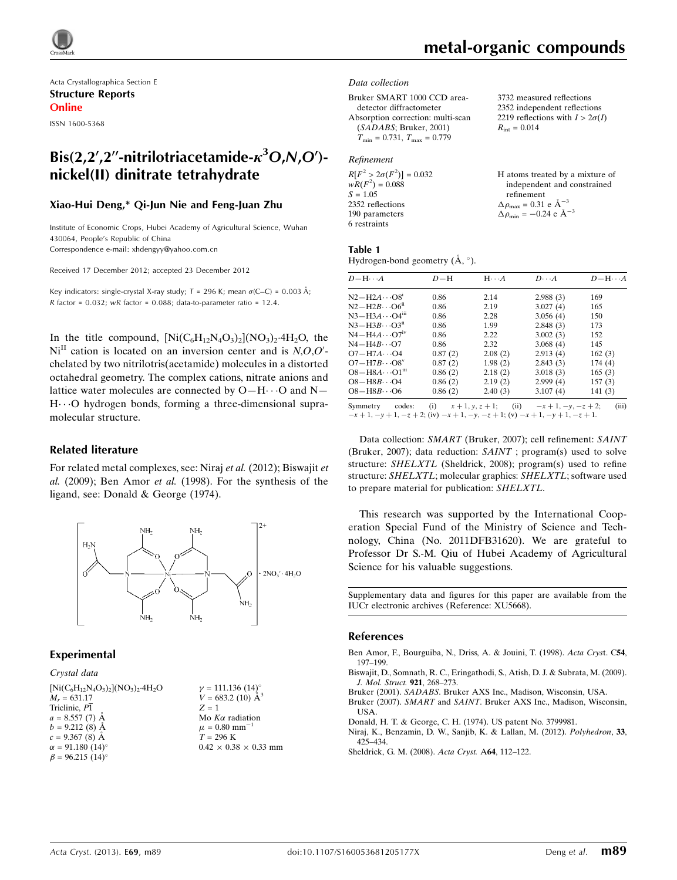Acta Crystallographica Section E

**Structure Reports Online**

ISSN 1600-5368

# Bis(2,2′,2″-nitrilotriacetamide-$\kappa^3O,N,O'$)nickel(II) dinitrate tetrahydrate

**Xiao-Hui Deng,\* Qi-Jun Nie and Feng-Juan Zhu**

Institute of Economic Crops, Hubei Academy of Agricultural Science, Wuhan 430064, People's Republic of China
Correspondence e-mail: xhdengyy@yahoo.com.cn

Received 17 December 2012; accepted 23 December 2012

Key indicators: single-crystal X-ray study; $T$ = 296 K; mean $\sigma$(C–C) = 0.003 Å; $R$ factor = 0.032; $wR$ factor = 0.088; data-to-parameter ratio = 12.4.

In the title compound, $[Ni(C_6H_{12}N_4O_3)_2](NO_3)_2\cdot4H_2O$, the $Ni^{II}$ cation is located on an inversion center and is $N,O,O'$-chelated by two nitrilotris(acetamide) molecules in a distorted octahedral geometry. The complex cations, nitrate anions and lattice water molecules are connected by O—H⋯O and N—H⋯O hydrogen bonds, forming a three-dimensional supramolecular structure.

## Related literature

For related metal complexes, see: Niraj *et al.* (2012); Biswajit *et al.* (2009); Ben Amor *et al.* (1998). For the synthesis of the ligand, see: Donald & George (1974).

## Experimental

### Crystal data

$[Ni(C_6H_{12}N_4O_3)_2](NO_3)_2\cdot4H_2O$
$M_r$ = 631.17
Triclinic, $P\overline{1}$
$a$ = 8.557 (7) Å
$b$ = 9.212 (8) Å
$c$ = 9.367 (8) Å
$\alpha$ = 91.180 (14)°
$\beta$ = 96.215 (14)°
$\gamma$ = 111.136 (14)°
$V$ = 683.2 (10) Å$^3$
$Z$ = 1
Mo $K\alpha$ radiation
$\mu$ = 0.80 mm$^{-1}$
$T$ = 296 K
0.42 × 0.38 × 0.33 mm

### Data collection

Bruker SMART 1000 CCD area-detector diffractometer
Absorption correction: multi-scan (*SADABS*; Bruker, 2001)
$T_{min}$ = 0.731, $T_{max}$ = 0.779
3732 measured reflections
2352 independent reflections
2219 reflections with $I > 2\sigma(I)$
$R_{int}$ = 0.014

### Refinement

$R[F^2 > 2\sigma(F^2)]$ = 0.032
$wR(F^2)$ = 0.088
$S$ = 1.05
2352 reflections
190 parameters
6 restraints
H atoms treated by a mixture of independent and constrained refinement
$\Delta\rho_{max}$ = 0.31 e Å$^{-3}$
$\Delta\rho_{min}$ = −0.24 e Å$^{-3}$

**Table 1**
Hydrogen-bond geometry (Å, °).

| $D$—H⋯$A$ | $D$—H | H⋯$A$ | $D$⋯$A$ | $D$—H⋯$A$ |
|---|---|---|---|---|
| N2—H2A⋯O8$^{i}$ | 0.86 | 2.14 | 2.988 (3) | 169 |
| N2—H2B⋯O6$^{ii}$ | 0.86 | 2.19 | 3.027 (4) | 165 |
| N3—H3A⋯O4$^{iii}$ | 0.86 | 2.28 | 3.056 (4) | 150 |
| N3—H3B⋯O3$^{ii}$ | 0.86 | 1.99 | 2.848 (3) | 173 |
| N4—H4A⋯O7$^{iv}$ | 0.86 | 2.22 | 3.002 (3) | 152 |
| N4—H4B⋯O7 | 0.86 | 2.32 | 3.068 (4) | 145 |
| O7—H7A⋯O4 | 0.87 (2) | 2.08 (2) | 2.913 (4) | 162 (3) |
| O7—H7B⋯O8$^{v}$ | 0.87 (2) | 1.98 (2) | 2.843 (3) | 174 (4) |
| O8—H8A⋯O1$^{iii}$ | 0.86 (2) | 2.18 (2) | 3.018 (3) | 165 (3) |
| O8—H8B⋯O4 | 0.86 (2) | 2.19 (2) | 2.999 (4) | 157 (3) |
| O8—H8B⋯O6 | 0.86 (2) | 2.40 (3) | 3.107 (4) | 141 (3) |

Symmetry codes: (i) $x+1, y, z+1$; (ii) $-x+1, -y, -z+2$; (iii) $-x+1, -y+1, -z+2$; (iv) $-x+1, -y, -z+1$; (v) $-x+1, -y+1, -z+1$.

Data collection: *SMART* (Bruker, 2007); cell refinement: *SAINT* (Bruker, 2007); data reduction: *SAINT* ; program(s) used to solve structure: *SHELXTL* (Sheldrick, 2008); program(s) used to refine structure: *SHELXTL*; molecular graphics: *SHELXTL*; software used to prepare material for publication: *SHELXTL*.

This research was supported by the International Cooperation Special Fund of the Ministry of Science and Technology, China (No. 2011DFB31620). We are grateful to Professor Dr S.-M. Qiu of Hubei Academy of Agricultural Science for his valuable suggestions.

Supplementary data and figures for this paper are available from the IUCr electronic archives (Reference: XU5668).

## References

Ben Amor, F., Bourguiba, N., Driss, A. & Jouini, T. (1998). *Acta Cryst.* C**54**, 197–199.
Biswajit, D., Somnath, R. C., Eringathodi, S., Atish, D. J. & Subrata, M. (2009). *J. Mol. Struct.* **921**, 268–273.
Bruker (2001). *SADABS*. Bruker AXS Inc., Madison, Wisconsin, USA.
Bruker (2007). *SMART* and *SAINT*. Bruker AXS Inc., Madison, Wisconsin, USA.
Donald, H. T. & George, C. H. (1974). US patent No. 3799981.
Niraj, K., Benzamin, D. W., Sanjib, K. & Lallan, M. (2012). *Polyhedron*, **33**, 425–434.
Sheldrick, G. M. (2008). *Acta Cryst.* A**64**, 112–122.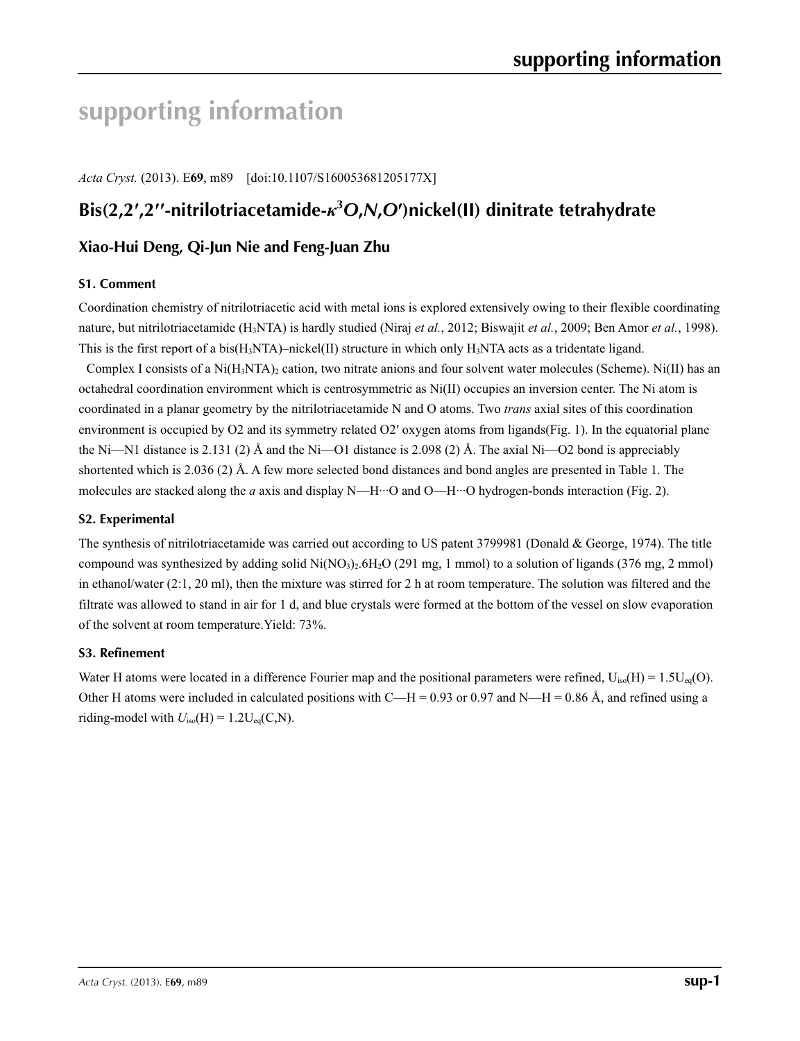# supporting information

*Acta Cryst.* (2013). E**69**, m89 [doi:10.1107/S160053681205177X]

## Bis(2,2′,2′′-nitrilotriacetamide-$\kappa^3$*O,N,O*′)nickel(II) dinitrate tetrahydrate

### Xiao-Hui Deng, Qi-Jun Nie and Feng-Juan Zhu

#### S1. Comment

Coordination chemistry of nitrilotriacetic acid with metal ions is explored extensively owing to their flexible coordinating nature, but nitrilotriacetamide ($H_3NTA$) is hardly studied (Niraj *et al.*, 2012; Biswajit *et al.*, 2009; Ben Amor *et al.*, 1998). This is the first report of a bis($H_3NTA$)–nickel(II) structure in which only $H_3NTA$ acts as a tridentate ligand.

Complex I consists of a Ni($H_3NTA$)$_2$ cation, two nitrate anions and four solvent water molecules (Scheme). Ni(II) has an octahedral coordination environment which is centrosymmetric as Ni(II) occupies an inversion center. The Ni atom is coordinated in a planar geometry by the nitrilotriacetamide N and O atoms. Two *trans* axial sites of this coordination environment is occupied by O2 and its symmetry related O2′ oxygen atoms from ligands(Fig. 1). In the equatorial plane the Ni—N1 distance is 2.131 (2) Å and the Ni—O1 distance is 2.098 (2) Å. The axial Ni—O2 bond is appreciably shortented which is 2.036 (2) Å. A few more selected bond distances and bond angles are presented in Table 1. The molecules are stacked along the *a* axis and display N—H···O and O—H···O hydrogen-bonds interaction (Fig. 2).

#### S2. Experimental

The synthesis of nitrilotriacetamide was carried out according to US patent 3799981 (Donald & George, 1974). The title compound was synthesized by adding solid $Ni(NO_3)_2.6H_2O$ (291 mg, 1 mmol) to a solution of ligands (376 mg, 2 mmol) in ethanol/water (2:1, 20 ml), then the mixture was stirred for 2 h at room temperature. The solution was filtered and the filtrate was allowed to stand in air for 1 d, and blue crystals were formed at the bottom of the vessel on slow evaporation of the solvent at room temperature.Yield: 73%.

#### S3. Refinement

Water H atoms were located in a difference Fourier map and the positional parameters were refined, $U_{iso}(H) = 1.5U_{eq}(O)$. Other H atoms were included in calculated positions with C—H = 0.93 or 0.97 and N—H = 0.86 Å, and refined using a riding-model with $U_{iso}(H) = 1.2U_{eq}(C,N)$.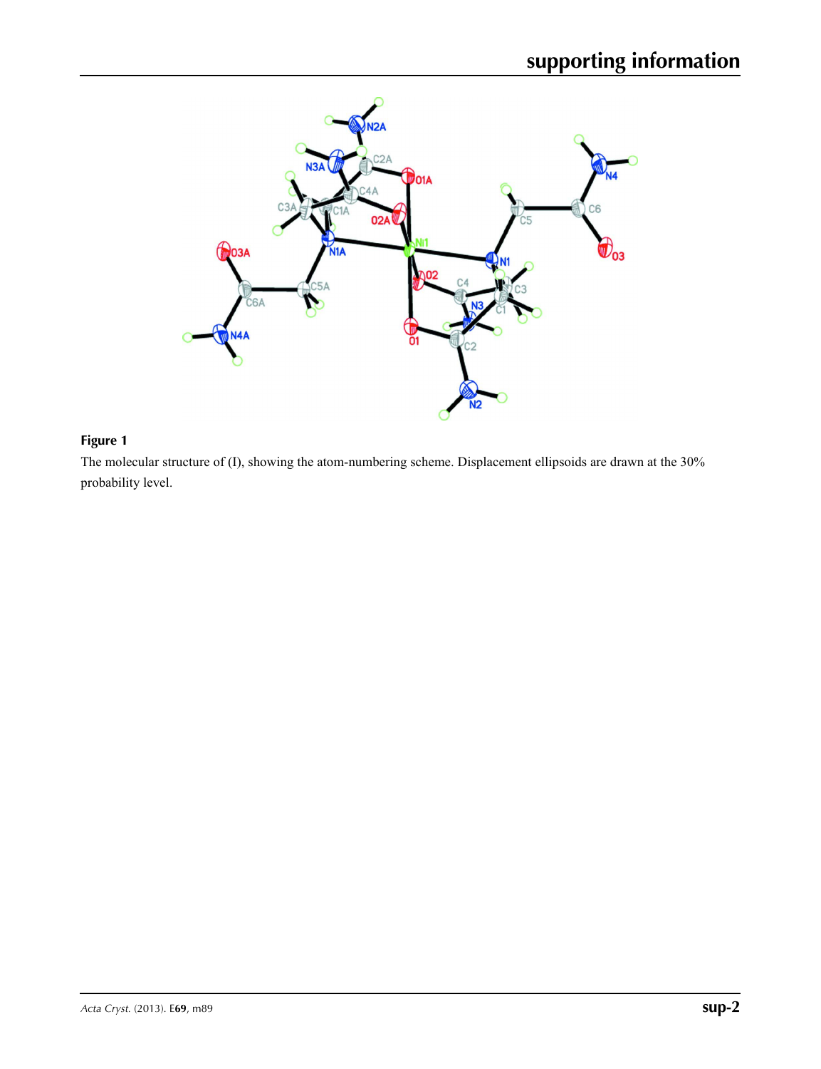**Figure 1**

The molecular structure of (I), showing the atom-numbering scheme. Displacement ellipsoids are drawn at the 30% probability level.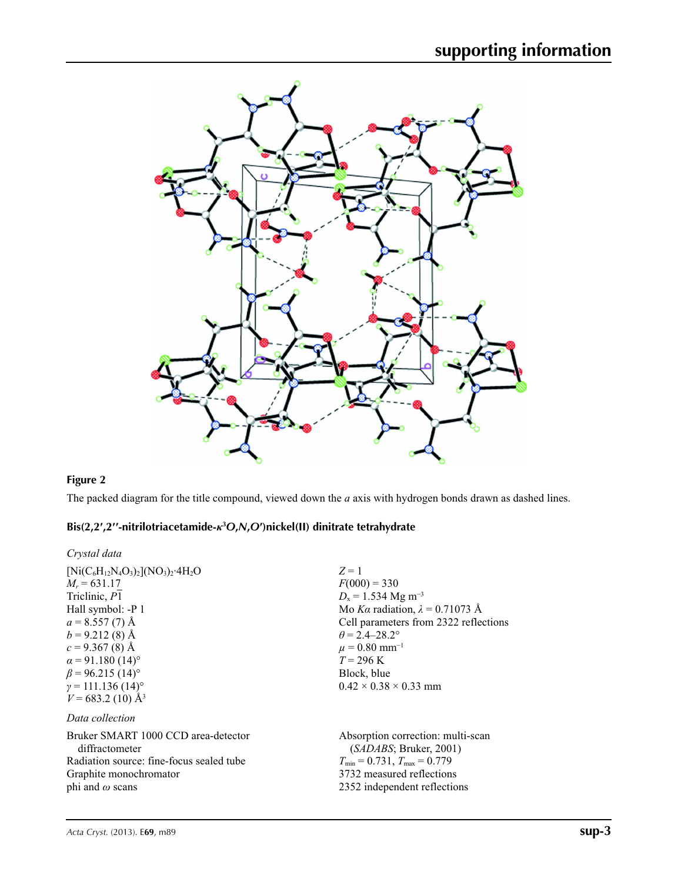**Figure 2**

The packed diagram for the title compound, viewed down the *a* axis with hydrogen bonds drawn as dashed lines.

### Bis(2,2′,2′′-nitrilotriacetamide-$\kappa^3O,N,O'$)nickel(II) dinitrate tetrahydrate

#### *Crystal data*

$[Ni(C_6H_{12}N_4O_3)_2](NO_3)_2\cdot 4H_2O$
$M_r = 631.17$
Triclinic, $P\overline{1}$
Hall symbol: -P 1
$a = 8.557$ (7) Å
$b = 9.212$ (8) Å
$c = 9.367$ (8) Å
$\alpha = 91.180$ (14)°
$\beta = 96.215$ (14)°
$\gamma = 111.136$ (14)°
$V = 683.2$ (10) Å$^3$
$Z = 1$
$F(000) = 330$
$D_x = 1.534$ Mg m$^{-3}$
Mo $K\alpha$ radiation, $\lambda = 0.71073$ Å
Cell parameters from 2322 reflections
$\theta = 2.4$–$28.2$°
$\mu = 0.80$ mm$^{-1}$
$T = 296$ K
Block, blue
0.42 × 0.38 × 0.33 mm

#### *Data collection*

Bruker SMART 1000 CCD area-detector diffractometer
Radiation source: fine-focus sealed tube
Graphite monochromator
phi and $\omega$ scans
Absorption correction: multi-scan (*SADABS*; Bruker, 2001)
$T_{min} = 0.731$, $T_{max} = 0.779$
3732 measured reflections
2352 independent reflections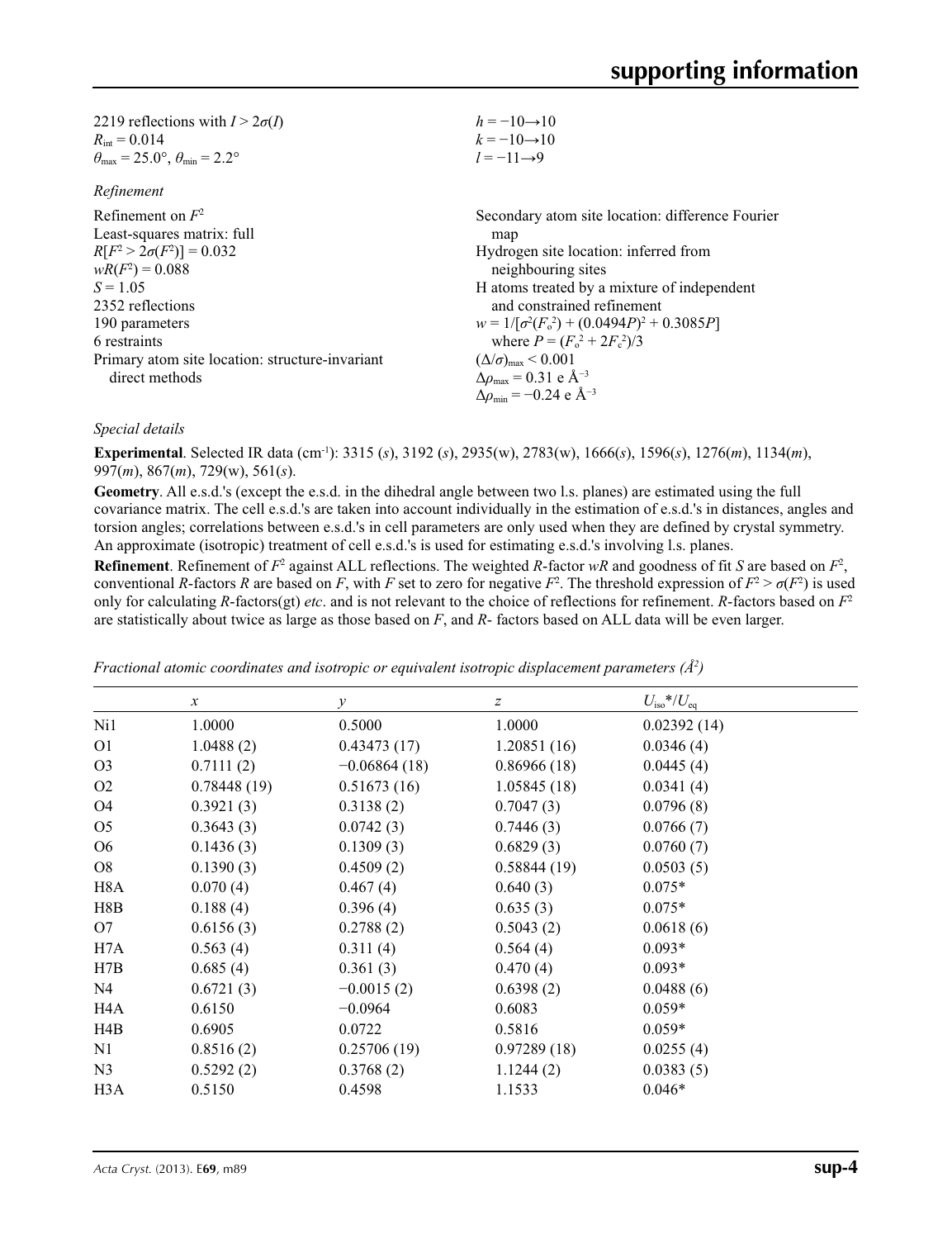2219 reflections with $I > 2\sigma(I)$
$R_{int} = 0.014$
$\theta_{max} = 25.0°$, $\theta_{min} = 2.2°$
$h = -10 \rightarrow 10$
$k = -10 \rightarrow 10$
$l = -11 \rightarrow 9$

*Refinement*

Refinement on $F^2$
Least-squares matrix: full
$R[F^2 > 2\sigma(F^2)] = 0.032$
$wR(F^2) = 0.088$
$S = 1.05$
2352 reflections
190 parameters
6 restraints
Primary atom site location: structure-invariant direct methods
Secondary atom site location: difference Fourier map
Hydrogen site location: inferred from neighbouring sites
H atoms treated by a mixture of independent and constrained refinement
$w = 1/[\sigma^2(F_o^2) + (0.0494P)^2 + 0.3085P]$ where $P = (F_o^2 + 2F_c^2)/3$
$(\Delta/\sigma)_{max} < 0.001$
$\Delta\rho_{max} = 0.31$ e Å$^{-3}$
$\Delta\rho_{min} = -0.24$ e Å$^{-3}$

*Special details*

**Experimental**. Selected IR data (cm$^{-1}$): 3315 (*s*), 3192 (*s*), 2935(w), 2783(w), 1666(*s*), 1596(*s*), 1276(*m*), 1134(*m*), 997(*m*), 867(*m*), 729(w), 561(*s*).

**Geometry**. All e.s.d.'s (except the e.s.d. in the dihedral angle between two l.s. planes) are estimated using the full covariance matrix. The cell e.s.d.'s are taken into account individually in the estimation of e.s.d.'s in distances, angles and torsion angles; correlations between e.s.d.'s in cell parameters are only used when they are defined by crystal symmetry. An approximate (isotropic) treatment of cell e.s.d.'s is used for estimating e.s.d.'s involving l.s. planes.

**Refinement**. Refinement of $F^2$ against ALL reflections. The weighted *R*-factor *wR* and goodness of fit *S* are based on $F^2$, conventional *R*-factors *R* are based on *F*, with *F* set to zero for negative $F^2$. The threshold expression of $F^2 > \sigma(F^2)$ is used only for calculating *R*-factors(gt) *etc*. and is not relevant to the choice of reflections for refinement. *R*-factors based on $F^2$ are statistically about twice as large as those based on *F*, and *R*- factors based on ALL data will be even larger.

*Fractional atomic coordinates and isotropic or equivalent isotropic displacement parameters (Å$^2$)*

| | *x* | *y* | *z* | $U_{iso}$*/$U_{eq}$ |
|---|---|---|---|---|
| Ni1 | 1.0000 | 0.5000 | 1.0000 | 0.02392 (14) |
| O1 | 1.0488 (2) | 0.43473 (17) | 1.20851 (16) | 0.0346 (4) |
| O3 | 0.7111 (2) | −0.06864 (18) | 0.86966 (18) | 0.0445 (4) |
| O2 | 0.78448 (19) | 0.51673 (16) | 1.05845 (18) | 0.0341 (4) |
| O4 | 0.3921 (3) | 0.3138 (2) | 0.7047 (3) | 0.0796 (8) |
| O5 | 0.3643 (3) | 0.0742 (3) | 0.7446 (3) | 0.0766 (7) |
| O6 | 0.1436 (3) | 0.1309 (3) | 0.6829 (3) | 0.0760 (7) |
| O8 | 0.1390 (3) | 0.4509 (2) | 0.58844 (19) | 0.0503 (5) |
| H8A | 0.070 (4) | 0.467 (4) | 0.640 (3) | 0.075* |
| H8B | 0.188 (4) | 0.396 (4) | 0.635 (3) | 0.075* |
| O7 | 0.6156 (3) | 0.2788 (2) | 0.5043 (2) | 0.0618 (6) |
| H7A | 0.563 (4) | 0.311 (4) | 0.564 (4) | 0.093* |
| H7B | 0.685 (4) | 0.361 (3) | 0.470 (4) | 0.093* |
| N4 | 0.6721 (3) | −0.0015 (2) | 0.6398 (2) | 0.0488 (6) |
| H4A | 0.6150 | −0.0964 | 0.6083 | 0.059* |
| H4B | 0.6905 | 0.0722 | 0.5816 | 0.059* |
| N1 | 0.8516 (2) | 0.25706 (19) | 0.97289 (18) | 0.0255 (4) |
| N3 | 0.5292 (2) | 0.3768 (2) | 1.1244 (2) | 0.0383 (5) |
| H3A | 0.5150 | 0.4598 | 1.1533 | 0.046* |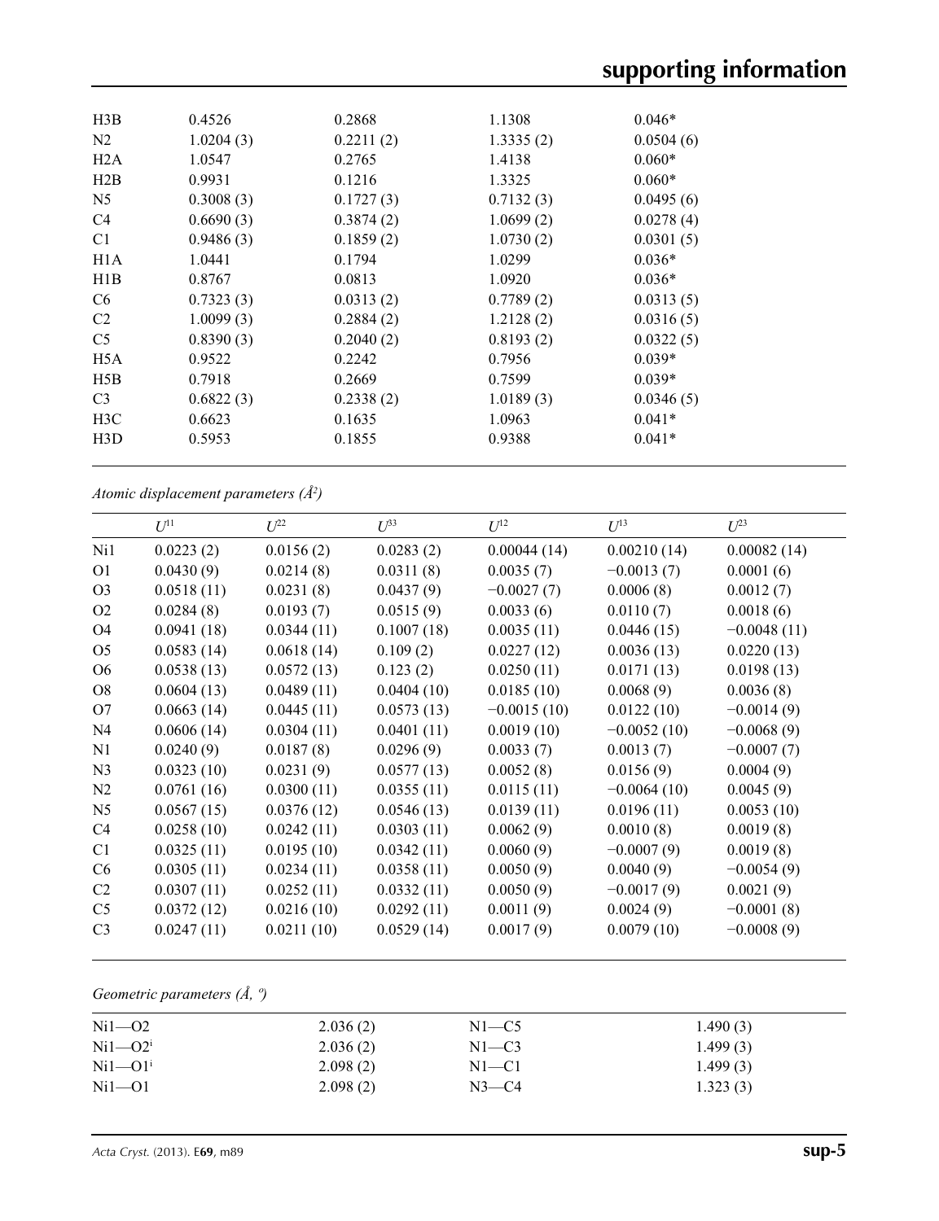| | | | | |
|---|---|---|---|---|
| H3B | 0.4526 | 0.2868 | 1.1308 | 0.046* |
| N2 | 1.0204 (3) | 0.2211 (2) | 1.3335 (2) | 0.0504 (6) |
| H2A | 1.0547 | 0.2765 | 1.4138 | 0.060* |
| H2B | 0.9931 | 0.1216 | 1.3325 | 0.060* |
| N5 | 0.3008 (3) | 0.1727 (3) | 0.7132 (3) | 0.0495 (6) |
| C4 | 0.6690 (3) | 0.3874 (2) | 1.0699 (2) | 0.0278 (4) |
| C1 | 0.9486 (3) | 0.1859 (2) | 1.0730 (2) | 0.0301 (5) |
| H1A | 1.0441 | 0.1794 | 1.0299 | 0.036* |
| H1B | 0.8767 | 0.0813 | 1.0920 | 0.036* |
| C6 | 0.7323 (3) | 0.0313 (2) | 0.7789 (2) | 0.0313 (5) |
| C2 | 1.0099 (3) | 0.2884 (2) | 1.2128 (2) | 0.0316 (5) |
| C5 | 0.8390 (3) | 0.2040 (2) | 0.8193 (2) | 0.0322 (5) |
| H5A | 0.9522 | 0.2242 | 0.7956 | 0.039* |
| H5B | 0.7918 | 0.2669 | 0.7599 | 0.039* |
| C3 | 0.6822 (3) | 0.2338 (2) | 1.0189 (3) | 0.0346 (5) |
| H3C | 0.6623 | 0.1635 | 1.0963 | 0.041* |
| H3D | 0.5953 | 0.1855 | 0.9388 | 0.041* |

*Atomic displacement parameters (Å²)*

| | $U^{11}$ | $U^{22}$ | $U^{33}$ | $U^{12}$ | $U^{13}$ | $U^{23}$ |
|---|---|---|---|---|---|---|
| Ni1 | 0.0223 (2) | 0.0156 (2) | 0.0283 (2) | 0.00044 (14) | 0.00210 (14) | 0.00082 (14) |
| O1 | 0.0430 (9) | 0.0214 (8) | 0.0311 (8) | 0.0035 (7) | −0.0013 (7) | 0.0001 (6) |
| O3 | 0.0518 (11) | 0.0231 (8) | 0.0437 (9) | −0.0027 (7) | 0.0006 (8) | 0.0012 (7) |
| O2 | 0.0284 (8) | 0.0193 (7) | 0.0515 (9) | 0.0033 (6) | 0.0110 (7) | 0.0018 (6) |
| O4 | 0.0941 (18) | 0.0344 (11) | 0.1007 (18) | 0.0035 (11) | 0.0446 (15) | −0.0048 (11) |
| O5 | 0.0583 (14) | 0.0618 (14) | 0.109 (2) | 0.0227 (12) | 0.0036 (13) | 0.0220 (13) |
| O6 | 0.0538 (13) | 0.0572 (13) | 0.123 (2) | 0.0250 (11) | 0.0171 (13) | 0.0198 (13) |
| O8 | 0.0604 (13) | 0.0489 (11) | 0.0404 (10) | 0.0185 (10) | 0.0068 (9) | 0.0036 (8) |
| O7 | 0.0663 (14) | 0.0445 (11) | 0.0573 (13) | −0.0015 (10) | 0.0122 (10) | −0.0014 (9) |
| N4 | 0.0606 (14) | 0.0304 (11) | 0.0401 (11) | 0.0019 (10) | −0.0052 (10) | −0.0068 (9) |
| N1 | 0.0240 (9) | 0.0187 (8) | 0.0296 (9) | 0.0033 (7) | 0.0013 (7) | −0.0007 (7) |
| N3 | 0.0323 (10) | 0.0231 (9) | 0.0577 (13) | 0.0052 (8) | 0.0156 (9) | 0.0004 (9) |
| N2 | 0.0761 (16) | 0.0300 (11) | 0.0355 (11) | 0.0115 (11) | −0.0064 (10) | 0.0045 (9) |
| N5 | 0.0567 (15) | 0.0376 (12) | 0.0546 (13) | 0.0139 (11) | 0.0196 (11) | 0.0053 (10) |
| C4 | 0.0258 (10) | 0.0242 (11) | 0.0303 (11) | 0.0062 (9) | 0.0010 (8) | 0.0019 (8) |
| C1 | 0.0325 (11) | 0.0195 (10) | 0.0342 (11) | 0.0060 (9) | −0.0007 (9) | 0.0019 (8) |
| C6 | 0.0305 (11) | 0.0234 (11) | 0.0358 (11) | 0.0050 (9) | 0.0040 (9) | −0.0054 (9) |
| C2 | 0.0307 (11) | 0.0252 (11) | 0.0332 (11) | 0.0050 (9) | −0.0017 (9) | 0.0021 (9) |
| C5 | 0.0372 (12) | 0.0216 (10) | 0.0292 (11) | 0.0011 (9) | 0.0024 (9) | −0.0001 (8) |
| C3 | 0.0247 (11) | 0.0211 (10) | 0.0529 (14) | 0.0017 (9) | 0.0079 (10) | −0.0008 (9) |

*Geometric parameters (Å, º)*

| | | | |
|---|---|---|---|
| Ni1—O2 | 2.036 (2) | N1—C5 | 1.490 (3) |
| Ni1—O2$^{i}$ | 2.036 (2) | N1—C3 | 1.499 (3) |
| Ni1—O1$^{i}$ | 2.098 (2) | N1—C1 | 1.499 (3) |
| Ni1—O1 | 2.098 (2) | N3—C4 | 1.323 (3) |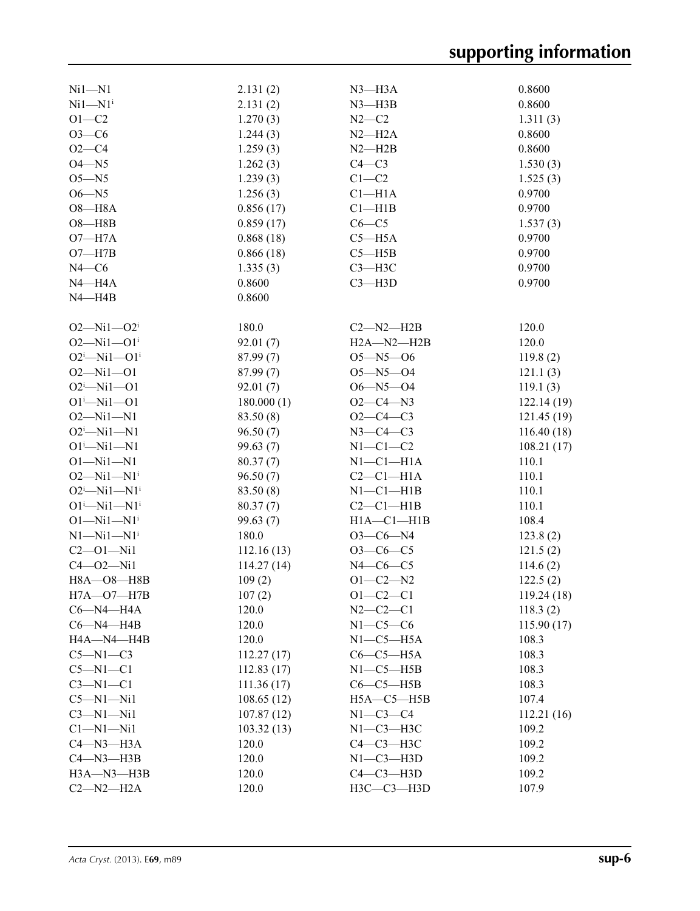| | | | |
|---|---|---|---|
| Ni1—N1 | 2.131 (2) | N3—H3A | 0.8600 |
| Ni1—N1$^{i}$ | 2.131 (2) | N3—H3B | 0.8600 |
| O1—C2 | 1.270 (3) | N2—C2 | 1.311 (3) |
| O3—C6 | 1.244 (3) | N2—H2A | 0.8600 |
| O2—C4 | 1.259 (3) | N2—H2B | 0.8600 |
| O4—N5 | 1.262 (3) | C4—C3 | 1.530 (3) |
| O5—N5 | 1.239 (3) | C1—C2 | 1.525 (3) |
| O6—N5 | 1.256 (3) | C1—H1A | 0.9700 |
| O8—H8A | 0.856 (17) | C1—H1B | 0.9700 |
| O8—H8B | 0.859 (17) | C6—C5 | 1.537 (3) |
| O7—H7A | 0.868 (18) | C5—H5A | 0.9700 |
| O7—H7B | 0.866 (18) | C5—H5B | 0.9700 |
| N4—C6 | 1.335 (3) | C3—H3C | 0.9700 |
| N4—H4A | 0.8600 | C3—H3D | 0.9700 |
| N4—H4B | 0.8600 | | |

| | | | |
|---|---|---|---|
| O2—Ni1—O2$^{i}$ | 180.0 | C2—N2—H2B | 120.0 |
| O2—Ni1—O1$^{i}$ | 92.01 (7) | H2A—N2—H2B | 120.0 |
| O2$^{i}$—Ni1—O1$^{i}$ | 87.99 (7) | O5—N5—O6 | 119.8 (2) |
| O2—Ni1—O1 | 87.99 (7) | O5—N5—O4 | 121.1 (3) |
| O2$^{i}$—Ni1—O1 | 92.01 (7) | O6—N5—O4 | 119.1 (3) |
| O1$^{i}$—Ni1—O1 | 180.000 (1) | O2—C4—N3 | 122.14 (19) |
| O2—Ni1—N1 | 83.50 (8) | O2—C4—C3 | 121.45 (19) |
| O2$^{i}$—Ni1—N1 | 96.50 (7) | N3—C4—C3 | 116.40 (18) |
| O1$^{i}$—Ni1—N1 | 99.63 (7) | N1—C1—C2 | 108.21 (17) |
| O1—Ni1—N1 | 80.37 (7) | N1—C1—H1A | 110.1 |
| O2—Ni1—N1$^{i}$ | 96.50 (7) | C2—C1—H1A | 110.1 |
| O2$^{i}$—Ni1—N1$^{i}$ | 83.50 (8) | N1—C1—H1B | 110.1 |
| O1$^{i}$—Ni1—N1$^{i}$ | 80.37 (7) | C2—C1—H1B | 110.1 |
| O1—Ni1—N1$^{i}$ | 99.63 (7) | H1A—C1—H1B | 108.4 |
| N1—Ni1—N1$^{i}$ | 180.0 | O3—C6—N4 | 123.8 (2) |
| C2—O1—Ni1 | 112.16 (13) | O3—C6—C5 | 121.5 (2) |
| C4—O2—Ni1 | 114.27 (14) | N4—C6—C5 | 114.6 (2) |
| H8A—O8—H8B | 109 (2) | O1—C2—N2 | 122.5 (2) |
| H7A—O7—H7B | 107 (2) | O1—C2—C1 | 119.24 (18) |
| C6—N4—H4A | 120.0 | N2—C2—C1 | 118.3 (2) |
| C6—N4—H4B | 120.0 | N1—C5—C6 | 115.90 (17) |
| H4A—N4—H4B | 120.0 | N1—C5—H5A | 108.3 |
| C5—N1—C3 | 112.27 (17) | C6—C5—H5A | 108.3 |
| C5—N1—C1 | 112.83 (17) | N1—C5—H5B | 108.3 |
| C3—N1—C1 | 111.36 (17) | C6—C5—H5B | 108.3 |
| C5—N1—Ni1 | 108.65 (12) | H5A—C5—H5B | 107.4 |
| C3—N1—Ni1 | 107.87 (12) | N1—C3—C4 | 112.21 (16) |
| C1—N1—Ni1 | 103.32 (13) | N1—C3—H3C | 109.2 |
| C4—N3—H3A | 120.0 | C4—C3—H3C | 109.2 |
| C4—N3—H3B | 120.0 | N1—C3—H3D | 109.2 |
| H3A—N3—H3B | 120.0 | C4—C3—H3D | 109.2 |
| C2—N2—H2A | 120.0 | H3C—C3—H3D | 107.9 |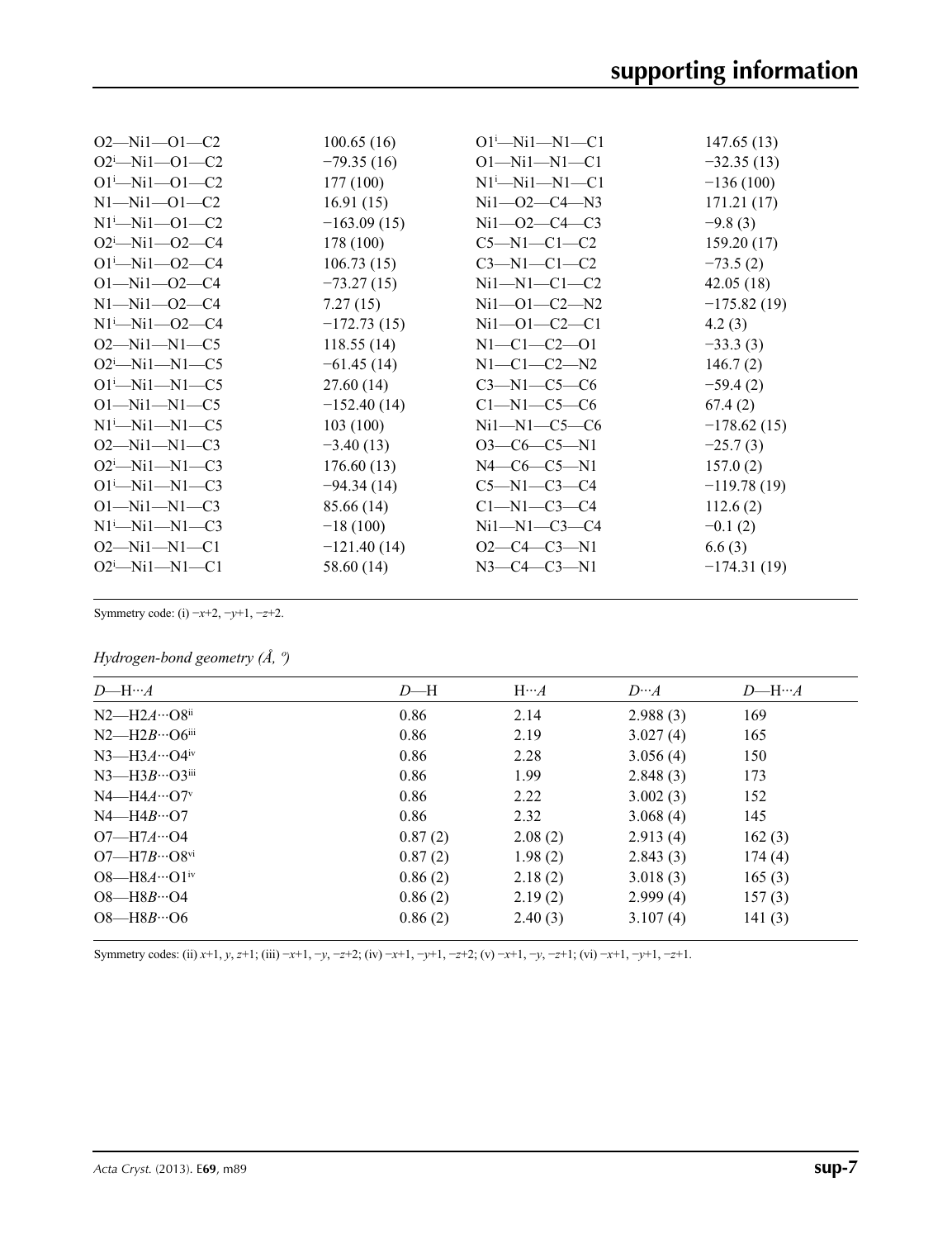| | | | |
|---|---|---|---|
| O2—Ni1—O1—C2 | 100.65 (16) | O1$^{i}$—Ni1—N1—C1 | 147.65 (13) |
| O2$^{i}$—Ni1—O1—C2 | −79.35 (16) | O1—Ni1—N1—C1 | −32.35 (13) |
| O1$^{i}$—Ni1—O1—C2 | 177 (100) | N1$^{i}$—Ni1—N1—C1 | −136 (100) |
| N1—Ni1—O1—C2 | 16.91 (15) | Ni1—O2—C4—N3 | 171.21 (17) |
| N1$^{i}$—Ni1—O1—C2 | −163.09 (15) | Ni1—O2—C4—C3 | −9.8 (3) |
| O2$^{i}$—Ni1—O2—C4 | 178 (100) | C5—N1—C1—C2 | 159.20 (17) |
| O1$^{i}$—Ni1—O2—C4 | 106.73 (15) | C3—N1—C1—C2 | −73.5 (2) |
| O1—Ni1—O2—C4 | −73.27 (15) | Ni1—N1—C1—C2 | 42.05 (18) |
| N1—Ni1—O2—C4 | 7.27 (15) | Ni1—O1—C2—N2 | −175.82 (19) |
| N1$^{i}$—Ni1—O2—C4 | −172.73 (15) | Ni1—O1—C2—C1 | 4.2 (3) |
| O2—Ni1—N1—C5 | 118.55 (14) | N1—C1—C2—O1 | −33.3 (3) |
| O2$^{i}$—Ni1—N1—C5 | −61.45 (14) | N1—C1—C2—N2 | 146.7 (2) |
| O1$^{i}$—Ni1—N1—C5 | 27.60 (14) | C3—N1—C5—C6 | −59.4 (2) |
| O1—Ni1—N1—C5 | −152.40 (14) | C1—N1—C5—C6 | 67.4 (2) |
| N1$^{i}$—Ni1—N1—C5 | 103 (100) | Ni1—N1—C5—C6 | −178.62 (15) |
| O2—Ni1—N1—C3 | −3.40 (13) | O3—C6—C5—N1 | −25.7 (3) |
| O2$^{i}$—Ni1—N1—C3 | 176.60 (13) | N4—C6—C5—N1 | 157.0 (2) |
| O1$^{i}$—Ni1—N1—C3 | −94.34 (14) | C5—N1—C3—C4 | −119.78 (19) |
| O1—Ni1—N1—C3 | 85.66 (14) | C1—N1—C3—C4 | 112.6 (2) |
| N1$^{i}$—Ni1—N1—C3 | −18 (100) | Ni1—N1—C3—C4 | −0.1 (2) |
| O2—Ni1—N1—C1 | −121.40 (14) | O2—C4—C3—N1 | 6.6 (3) |
| O2$^{i}$—Ni1—N1—C1 | 58.60 (14) | N3—C4—C3—N1 | −174.31 (19) |

Symmetry code: (i) −x+2, −y+1, −z+2.

*Hydrogen-bond geometry (Å, º)*

| D—H···A | D—H | H···A | D···A | D—H···A |
|---|---|---|---|---|
| N2—H2A···O8$^{ii}$ | 0.86 | 2.14 | 2.988 (3) | 169 |
| N2—H2B···O6$^{iii}$ | 0.86 | 2.19 | 3.027 (4) | 165 |
| N3—H3A···O4$^{iv}$ | 0.86 | 2.28 | 3.056 (4) | 150 |
| N3—H3B···O3$^{iii}$ | 0.86 | 1.99 | 2.848 (3) | 173 |
| N4—H4A···O7$^{v}$ | 0.86 | 2.22 | 3.002 (3) | 152 |
| N4—H4B···O7 | 0.86 | 2.32 | 3.068 (4) | 145 |
| O7—H7A···O4 | 0.87 (2) | 2.08 (2) | 2.913 (4) | 162 (3) |
| O7—H7B···O8$^{vi}$ | 0.87 (2) | 1.98 (2) | 2.843 (3) | 174 (4) |
| O8—H8A···O1$^{iv}$ | 0.86 (2) | 2.18 (2) | 3.018 (3) | 165 (3) |
| O8—H8B···O4 | 0.86 (2) | 2.19 (2) | 2.999 (4) | 157 (3) |
| O8—H8B···O6 | 0.86 (2) | 2.40 (3) | 3.107 (4) | 141 (3) |

Symmetry codes: (ii) x+1, y, z+1; (iii) −x+1, −y, −z+2; (iv) −x+1, −y+1, −z+2; (v) −x+1, −y, −z+1; (vi) −x+1, −y+1, −z+1.